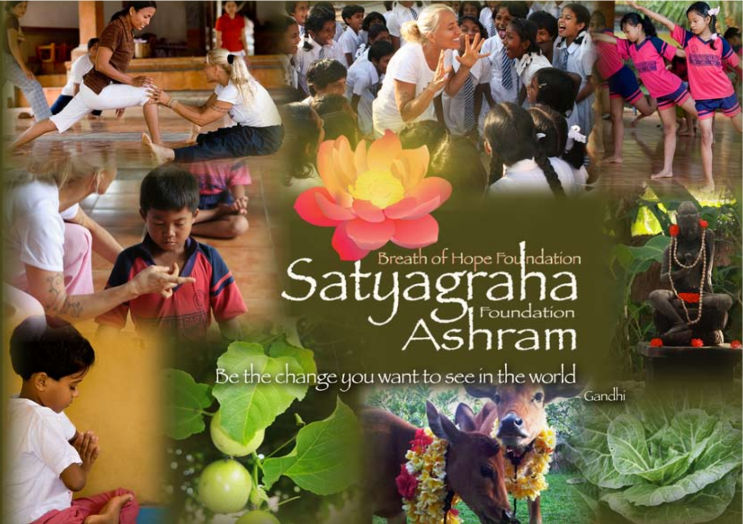Breath of Hope Foundation

# Satyagraha Foundation Ashram

Be the change you want to see in the world

- Gandhi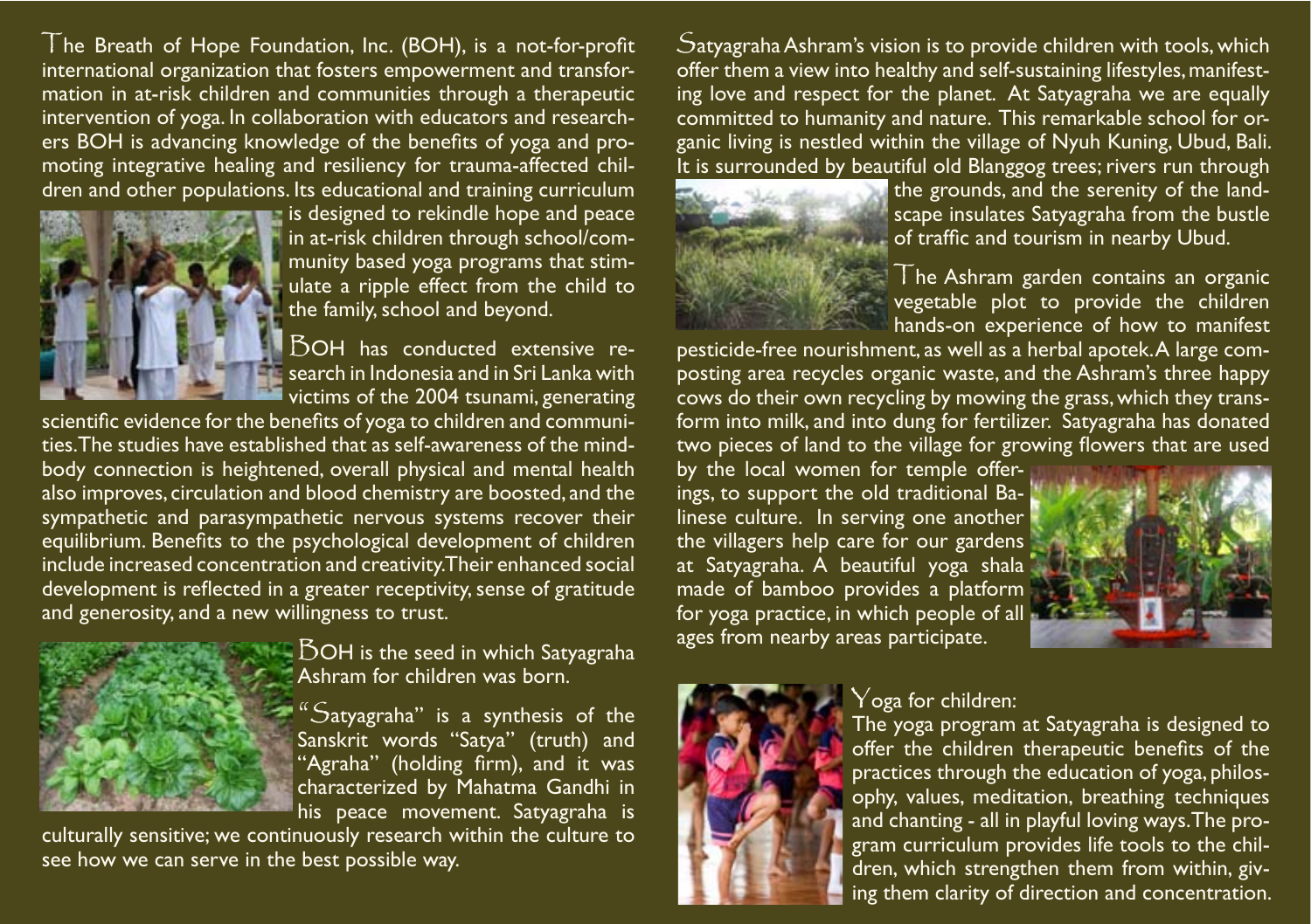The Breath of Hope Foundation, Inc. (BOH), is a not-for-profit international organization that fosters empowerment and transformation in at-risk children and communities through a therapeutic intervention of yoga. In collaboration with educators and researchers BOH is advancing knowledge of the benefits of yoga and promoting integrative healing and resiliency for trauma-affected children and other populations. Its educational and training curriculum is designed to rekindle hope and peace in at-risk children through school/community based yoga programs that stimulate a ripple effect from the child to the family, school and beyond.

BOH has conducted extensive research in Indonesia and in Sri Lanka with victims of the 2004 tsunami, generating scientific evidence for the benefits of yoga to children and communities. The studies have established that as self-awareness of the mind-body connection is heightened, overall physical and mental health also improves, circulation and blood chemistry are boosted, and the sympathetic and parasympathetic nervous systems recover their equilibrium. Benefits to the psychological development of children include increased concentration and creativity. Their enhanced social development is reflected in a greater receptivity, sense of gratitude and generosity, and a new willingness to trust.

BOH is the seed in which Satyagraha Ashram for children was born.

"Satyagraha" is a synthesis of the Sanskrit words "Satya" (truth) and "Agraha" (holding firm), and it was characterized by Mahatma Gandhi in his peace movement. Satyagraha is culturally sensitive; we continuously research within the culture to see how we can serve in the best possible way.

Satyagraha Ashram's vision is to provide children with tools, which offer them a view into healthy and self-sustaining lifestyles, manifesting love and respect for the planet. At Satyagraha we are equally committed to humanity and nature. This remarkable school for organic living is nestled within the village of Nyuh Kuning, Ubud, Bali. It is surrounded by beautiful old Blanggog trees; rivers run through the grounds, and the serenity of the landscape insulates Satyagraha from the bustle of traffic and tourism in nearby Ubud.

The Ashram garden contains an organic vegetable plot to provide the children hands-on experience of how to manifest pesticide-free nourishment, as well as a herbal apotek. A large composting area recycles organic waste, and the Ashram's three happy cows do their own recycling by mowing the grass, which they transform into milk, and into dung for fertilizer. Satyagraha has donated two pieces of land to the village for growing flowers that are used by the local women for temple offerings, to support the old traditional Balinese culture. In serving one another the villagers help care for our gardens at Satyagraha. A beautiful yoga shala made of bamboo provides a platform for yoga practice, in which people of all ages from nearby areas participate.

Yoga for children:

The yoga program at Satyagraha is designed to offer the children therapeutic benefits of the practices through the education of yoga, philosophy, values, meditation, breathing techniques and chanting - all in playful loving ways. The program curriculum provides life tools to the children, which strengthen them from within, giving them clarity of direction and concentration.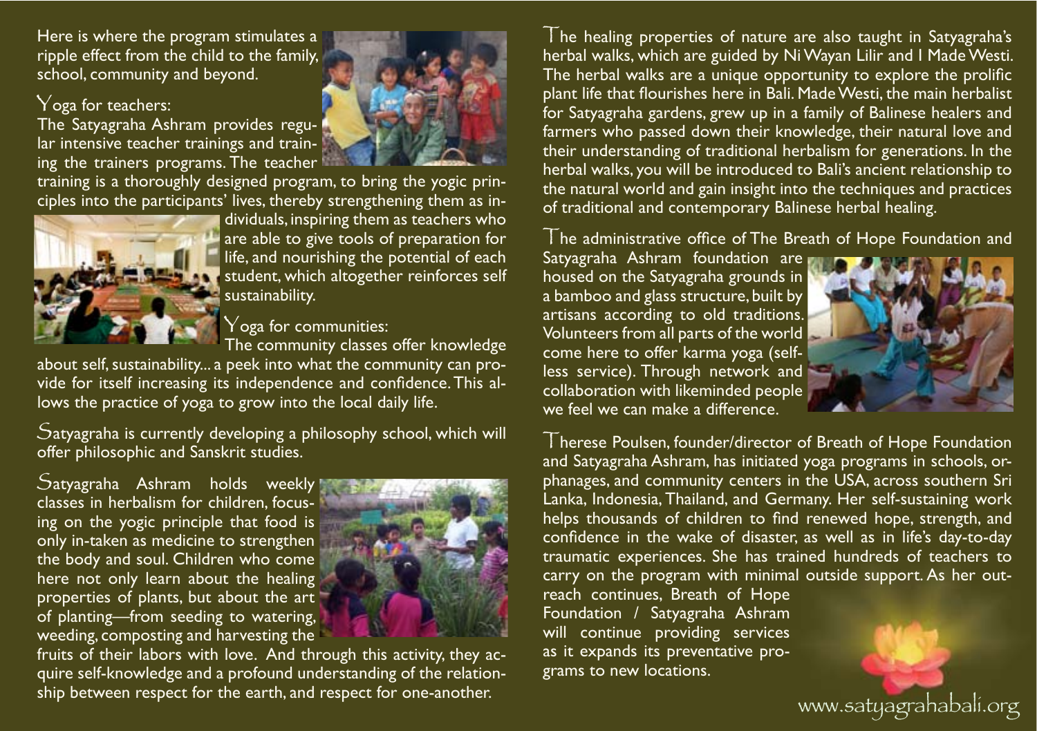Here is where the program stimulates a ripple effect from the child to the family, school, community and beyond.

### Yoga for teachers:

The Satyagraha Ashram provides regular intensive teacher trainings and training the trainers programs. The teacher training is a thoroughly designed program, to bring the yogic principles into the participants' lives, thereby strengthening them as individuals, inspiring them as teachers who are able to give tools of preparation for life, and nourishing the potential of each student, which altogether reinforces self sustainability.

### Yoga for communities:

The community classes offer knowledge about self, sustainability... a peek into what the community can provide for itself increasing its independence and confidence. This allows the practice of yoga to grow into the local daily life.

Satyagraha is currently developing a philosophy school, which will offer philosophic and Sanskrit studies.

Satyagraha Ashram holds weekly classes in herbalism for children, focusing on the yogic principle that food is only in-taken as medicine to strengthen the body and soul. Children who come here not only learn about the healing properties of plants, but about the art of planting—from seeding to watering, weeding, composting and harvesting the fruits of their labors with love. And through this activity, they acquire self-knowledge and a profound understanding of the relationship between respect for the earth, and respect for one-another.

The healing properties of nature are also taught in Satyagraha's herbal walks, which are guided by Ni Wayan Lilir and I Made Westi. The herbal walks are a unique opportunity to explore the prolific plant life that flourishes here in Bali. Made Westi, the main herbalist for Satyagraha gardens, grew up in a family of Balinese healers and farmers who passed down their knowledge, their natural love and their understanding of traditional herbalism for generations. In the herbal walks, you will be introduced to Bali's ancient relationship to the natural world and gain insight into the techniques and practices of traditional and contemporary Balinese herbal healing.

The administrative office of The Breath of Hope Foundation and Satyagraha Ashram foundation are housed on the Satyagraha grounds in a bamboo and glass structure, built by artisans according to old traditions. Volunteers from all parts of the world come here to offer karma yoga (selfless service). Through network and collaboration with likeminded people we feel we can make a difference.

Therese Poulsen, founder/director of Breath of Hope Foundation and Satyagraha Ashram, has initiated yoga programs in schools, orphanages, and community centers in the USA, across southern Sri Lanka, Indonesia, Thailand, and Germany. Her self-sustaining work helps thousands of children to find renewed hope, strength, and confidence in the wake of disaster, as well as in life's day-to-day traumatic experiences. She has trained hundreds of teachers to carry on the program with minimal outside support. As her outreach continues, Breath of Hope Foundation / Satyagraha Ashram will continue providing services as it expands its preventative programs to new locations.

www.satyagrahabali.org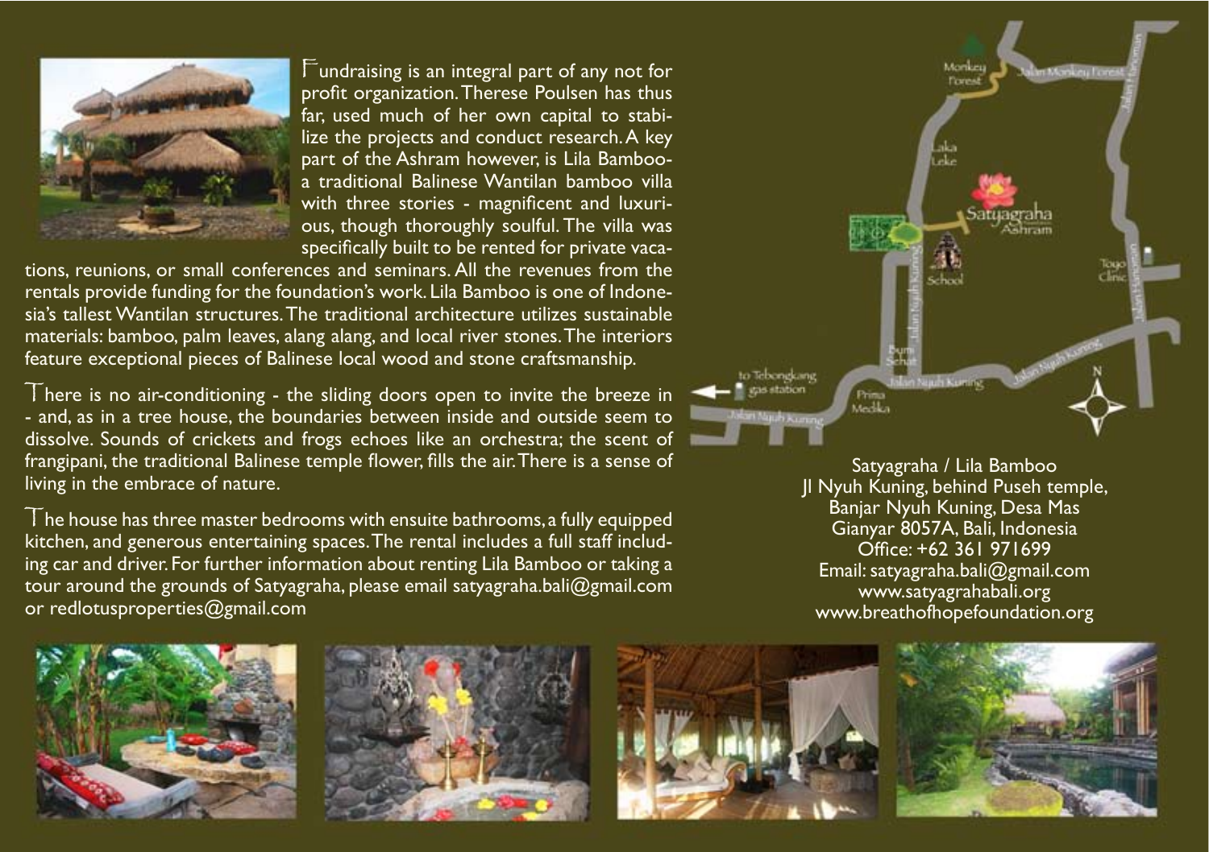Fundraising is an integral part of any not for profit organization. Therese Poulsen has thus far, used much of her own capital to stabilize the projects and conduct research. A key part of the Ashram however, is Lila Bamboo- a traditional Balinese Wantilan bamboo villa with three stories - magnificent and luxurious, though thoroughly soulful. The villa was specifically built to be rented for private vacations, reunions, or small conferences and seminars. All the revenues from the rentals provide funding for the foundation's work. Lila Bamboo is one of Indonesia's tallest Wantilan structures. The traditional architecture utilizes sustainable materials: bamboo, palm leaves, alang alang, and local river stones. The interiors feature exceptional pieces of Balinese local wood and stone craftsmanship.

There is no air-conditioning - the sliding doors open to invite the breeze in - and, as in a tree house, the boundaries between inside and outside seem to dissolve. Sounds of crickets and frogs echoes like an orchestra; the scent of frangipani, the traditional Balinese temple flower, fills the air. There is a sense of living in the embrace of nature.

The house has three master bedrooms with ensuite bathrooms, a fully equipped kitchen, and generous entertaining spaces. The rental includes a full staff including car and driver. For further information about renting Lila Bamboo or taking a tour around the grounds of Satyagraha, please email satyagraha.bali@gmail.com or redlotusproperties@gmail.com

Monkey Forest
Jalan Monkey Forest
Jalan Hanoman
Laka Leke
Satyagraha Ashram
School
Jalan Nyuh Kuning
Toyo Clinic
Bumi Sehat
to Tebongkang gas station
Jalan Nyuh Kuning
Prima Medika
N

Satyagraha / Lila Bamboo
Jl Nyuh Kuning, behind Puseh temple,
Banjar Nyuh Kuning, Desa Mas
Gianyar 8057A, Bali, Indonesia
Office: +62 361 971699
Email: satyagraha.bali@gmail.com
www.satyagrahabali.org
www.breathofhopefoundation.org